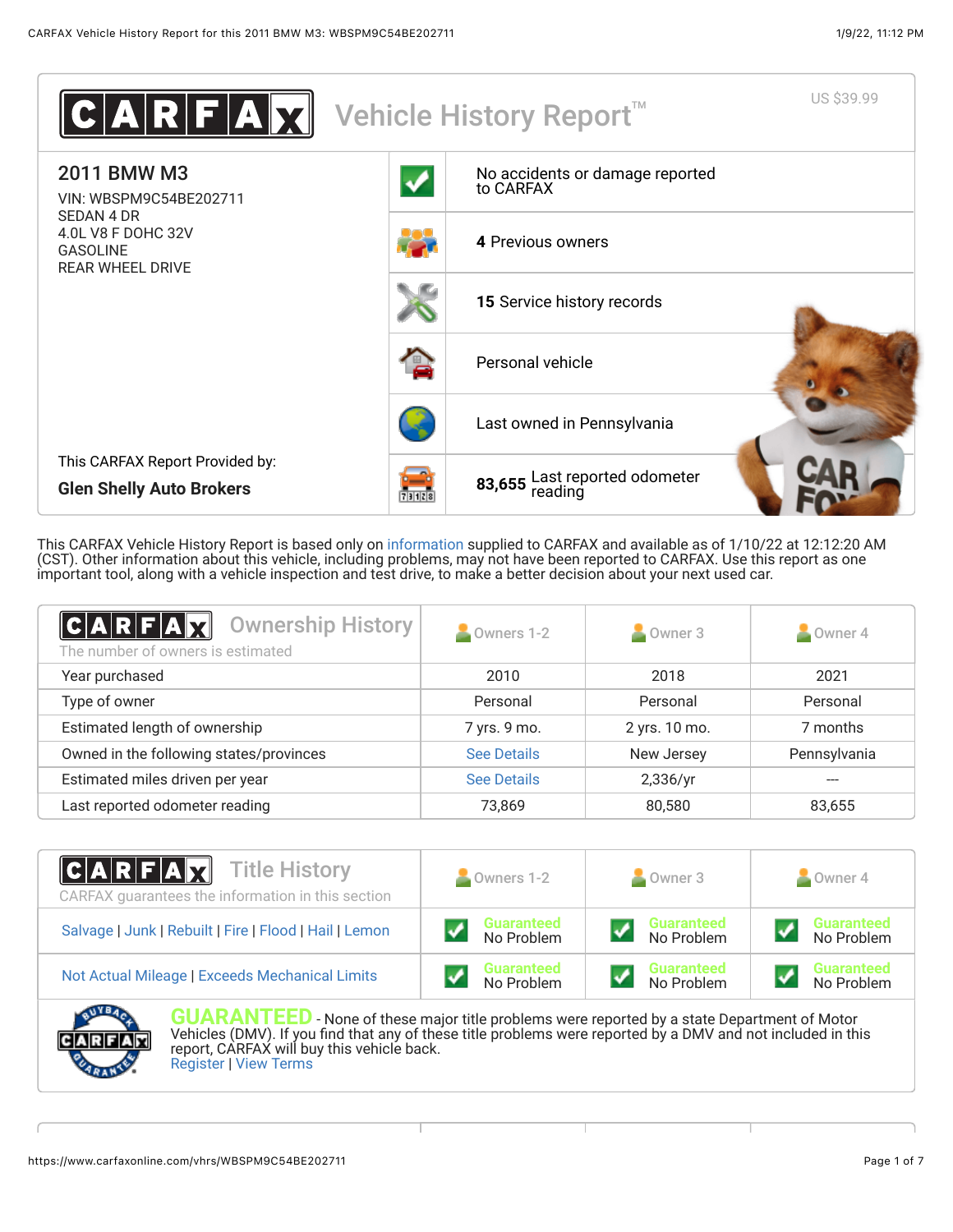# CARFAX Vehicle History Report™

US $39.99

## 2011 BMW M3

VIN: WBSPM9C54BE202711
SEDAN 4 DR
4.0L V8 F DOHC 32V
GASOLINE
REAR WHEEL DRIVE

This CARFAX Report Provided by:
**Glen Shelly Auto Brokers**

- No accidents or damage reported to CARFAX
- **4** Previous owners
- **15** Service history records
- Personal vehicle
- Last owned in Pennsylvania
- **83,655** Last reported odometer reading

This CARFAX Vehicle History Report is based only on information supplied to CARFAX and available as of 1/10/22 at 12:12:20 AM (CST). Other information about this vehicle, including problems, may not have been reported to CARFAX. Use this report as one important tool, along with a vehicle inspection and test drive, to make a better decision about your next used car.

## CARFAX Ownership History

The number of owners is estimated

| | Owners 1-2 | Owner 3 | Owner 4 |
|---|---|---|---|
| Year purchased | 2010 | 2018 | 2021 |
| Type of owner | Personal | Personal | Personal |
| Estimated length of ownership | 7 yrs. 9 mo. | 2 yrs. 10 mo. | 7 months |
| Owned in the following states/provinces | See Details | New Jersey | Pennsylvania |
| Estimated miles driven per year | See Details | 2,336/yr | --- |
| Last reported odometer reading | 73,869 | 80,580 | 83,655 |

## CARFAX Title History

CARFAX guarantees the information in this section

| | Owners 1-2 | Owner 3 | Owner 4 |
|---|---|---|---|
| Salvage \| Junk \| Rebuilt \| Fire \| Flood \| Hail \| Lemon | Guaranteed No Problem | Guaranteed No Problem | Guaranteed No Problem |
| Not Actual Mileage \| Exceeds Mechanical Limits | Guaranteed No Problem | Guaranteed No Problem | Guaranteed No Problem |

**GUARANTEED** - None of these major title problems were reported by a state Department of Motor Vehicles (DMV). If you find that any of these title problems were reported by a DMV and not included in this report, CARFAX will buy this vehicle back.
Register | View Terms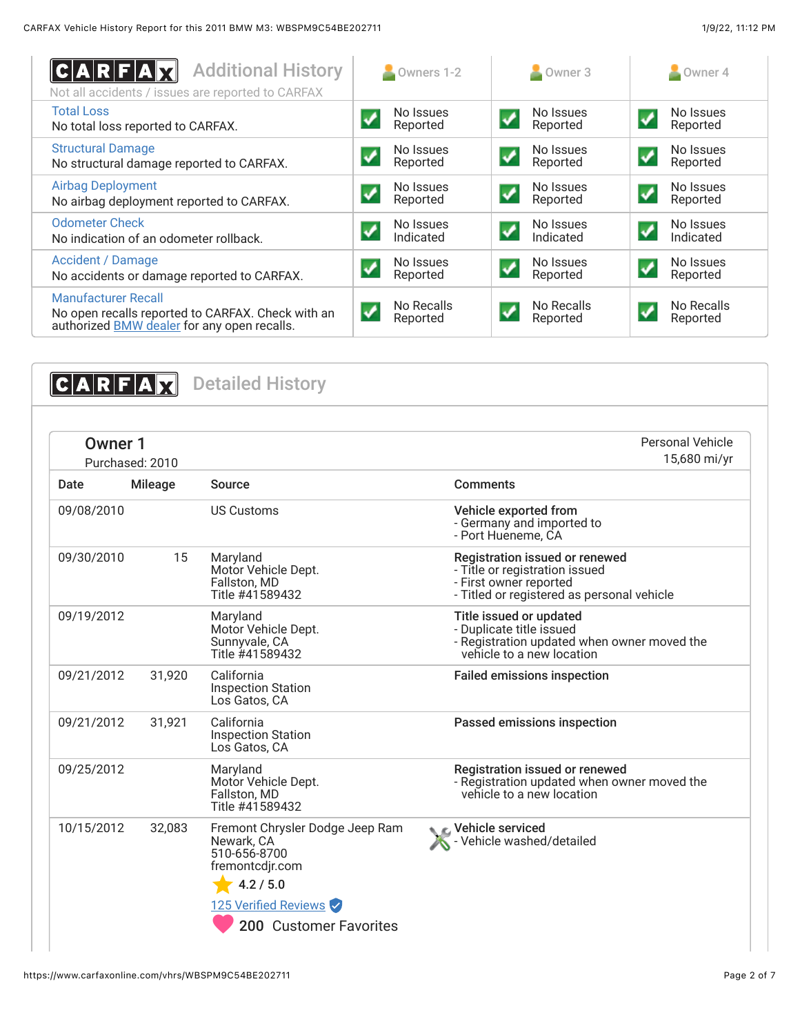## CARFAX Additional History

Not all accidents / issues are reported to CARFAX

| | Owners 1-2 | Owner 3 | Owner 4 |
|---|---|---|---|
| **Total Loss**<br>No total loss reported to CARFAX. | No Issues Reported | No Issues Reported | No Issues Reported |
| **Structural Damage**<br>No structural damage reported to CARFAX. | No Issues Reported | No Issues Reported | No Issues Reported |
| **Airbag Deployment**<br>No airbag deployment reported to CARFAX. | No Issues Reported | No Issues Reported | No Issues Reported |
| **Odometer Check**<br>No indication of an odometer rollback. | No Issues Indicated | No Issues Indicated | No Issues Indicated |
| **Accident / Damage**<br>No accidents or damage reported to CARFAX. | No Issues Reported | No Issues Reported | No Issues Reported |
| **Manufacturer Recall**<br>No open recalls reported to CARFAX. Check with an authorized BMW dealer for any open recalls. | No Recalls Reported | No Recalls Reported | No Recalls Reported |

## CARFAX Detailed History

### Owner 1

Purchased: 2010

Personal Vehicle
15,680 mi/yr

| Date | Mileage | Source | Comments |
|---|---|---|---|
| 09/08/2010 | | US Customs | **Vehicle exported from**<br>- Germany and imported to<br>- Port Hueneme, CA |
| 09/30/2010 | 15 | Maryland<br>Motor Vehicle Dept.<br>Fallston, MD<br>Title #41589432 | **Registration issued or renewed**<br>- Title or registration issued<br>- First owner reported<br>- Titled or registered as personal vehicle |
| 09/19/2012 | | Maryland<br>Motor Vehicle Dept.<br>Sunnyvale, CA<br>Title #41589432 | **Title issued or updated**<br>- Duplicate title issued<br>- Registration updated when owner moved the vehicle to a new location |
| 09/21/2012 | 31,920 | California<br>Inspection Station<br>Los Gatos, CA | **Failed emissions inspection** |
| 09/21/2012 | 31,921 | California<br>Inspection Station<br>Los Gatos, CA | **Passed emissions inspection** |
| 09/25/2012 | | Maryland<br>Motor Vehicle Dept.<br>Fallston, MD<br>Title #41589432 | **Registration issued or renewed**<br>- Registration updated when owner moved the vehicle to a new location |
| 10/15/2012 | 32,083 | Fremont Chrysler Dodge Jeep Ram<br>Newark, CA<br>510-656-8700<br>fremontcdjr.com<br>4.2 / 5.0<br>125 Verified Reviews<br>200 Customer Favorites | **Vehicle serviced**<br>- Vehicle washed/detailed |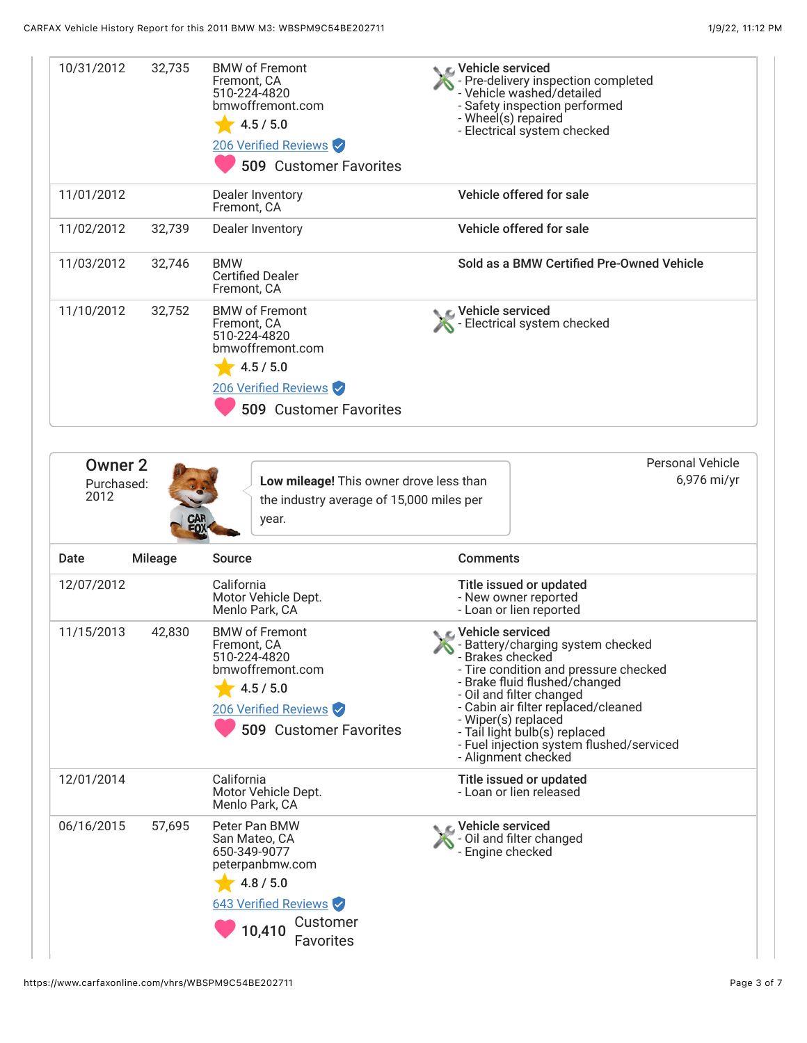| Date | Mileage | Source | Comments |
| --- | --- | --- | --- |
| 10/31/2012 | 32,735 | BMW of Fremont<br>Fremont, CA<br>510-224-4820<br>bmwoffremont.com<br>4.5 / 5.0<br>206 Verified Reviews<br>509 Customer Favorites | **Vehicle serviced**<br>- Pre-delivery inspection completed<br>- Vehicle washed/detailed<br>- Safety inspection performed<br>- Wheel(s) repaired<br>- Electrical system checked |
| 11/01/2012 | | Dealer Inventory<br>Fremont, CA | **Vehicle offered for sale** |
| 11/02/2012 | 32,739 | Dealer Inventory | **Vehicle offered for sale** |
| 11/03/2012 | 32,746 | BMW<br>Certified Dealer<br>Fremont, CA | **Sold as a BMW Certified Pre-Owned Vehicle** |
| 11/10/2012 | 32,752 | BMW of Fremont<br>Fremont, CA<br>510-224-4820<br>bmwoffremont.com<br>4.5 / 5.0<br>206 Verified Reviews<br>509 Customer Favorites | **Vehicle serviced**<br>- Electrical system checked |

## Owner 2

Purchased: 2012

**Low mileage!** This owner drove less than the industry average of 15,000 miles per year.

Personal Vehicle
6,976 mi/yr

| Date | Mileage | Source | Comments |
| --- | --- | --- | --- |
| 12/07/2012 | | California<br>Motor Vehicle Dept.<br>Menlo Park, CA | **Title issued or updated**<br>- New owner reported<br>- Loan or lien reported |
| 11/15/2013 | 42,830 | BMW of Fremont<br>Fremont, CA<br>510-224-4820<br>bmwoffremont.com<br>4.5 / 5.0<br>206 Verified Reviews<br>509 Customer Favorites | **Vehicle serviced**<br>- Battery/charging system checked<br>- Brakes checked<br>- Tire condition and pressure checked<br>- Brake fluid flushed/changed<br>- Oil and filter changed<br>- Cabin air filter replaced/cleaned<br>- Wiper(s) replaced<br>- Tail light bulb(s) replaced<br>- Fuel injection system flushed/serviced<br>- Alignment checked |
| 12/01/2014 | | California<br>Motor Vehicle Dept.<br>Menlo Park, CA | **Title issued or updated**<br>- Loan or lien released |
| 06/16/2015 | 57,695 | Peter Pan BMW<br>San Mateo, CA<br>650-349-9077<br>peterpanbmw.com<br>4.8 / 5.0<br>643 Verified Reviews<br>10,410 Customer Favorites | **Vehicle serviced**<br>- Oil and filter changed<br>- Engine checked |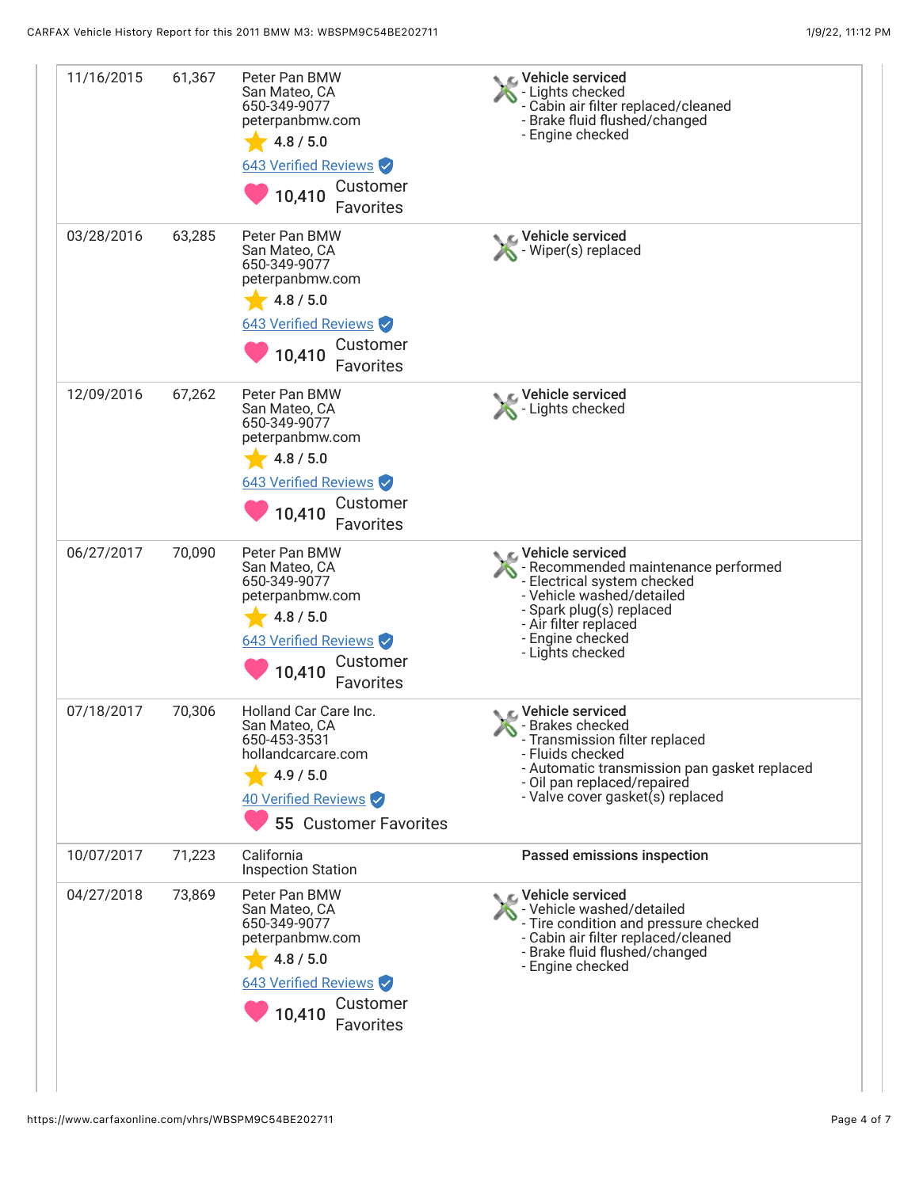| Date | Mileage | Source | Comments |
|---|---|---|---|
| 11/16/2015 | 61,367 | Peter Pan BMW<br>San Mateo, CA<br>650-349-9077<br>peterpanbmw.com<br>4.8 / 5.0<br>643 Verified Reviews<br>10,410 Customer Favorites | **Vehicle serviced**<br>- Lights checked<br>- Cabin air filter replaced/cleaned<br>- Brake fluid flushed/changed<br>- Engine checked |
| 03/28/2016 | 63,285 | Peter Pan BMW<br>San Mateo, CA<br>650-349-9077<br>peterpanbmw.com<br>4.8 / 5.0<br>643 Verified Reviews<br>10,410 Customer Favorites | **Vehicle serviced**<br>- Wiper(s) replaced |
| 12/09/2016 | 67,262 | Peter Pan BMW<br>San Mateo, CA<br>650-349-9077<br>peterpanbmw.com<br>4.8 / 5.0<br>643 Verified Reviews<br>10,410 Customer Favorites | **Vehicle serviced**<br>- Lights checked |
| 06/27/2017 | 70,090 | Peter Pan BMW<br>San Mateo, CA<br>650-349-9077<br>peterpanbmw.com<br>4.8 / 5.0<br>643 Verified Reviews<br>10,410 Customer Favorites | **Vehicle serviced**<br>- Recommended maintenance performed<br>- Electrical system checked<br>- Vehicle washed/detailed<br>- Spark plug(s) replaced<br>- Air filter replaced<br>- Engine checked<br>- Lights checked |
| 07/18/2017 | 70,306 | Holland Car Care Inc.<br>San Mateo, CA<br>650-453-3531<br>hollandcarcare.com<br>4.9 / 5.0<br>40 Verified Reviews<br>55 Customer Favorites | **Vehicle serviced**<br>- Brakes checked<br>- Transmission filter replaced<br>- Fluids checked<br>- Automatic transmission pan gasket replaced<br>- Oil pan replaced/repaired<br>- Valve cover gasket(s) replaced |
| 10/07/2017 | 71,223 | California<br>Inspection Station | **Passed emissions inspection** |
| 04/27/2018 | 73,869 | Peter Pan BMW<br>San Mateo, CA<br>650-349-9077<br>peterpanbmw.com<br>4.8 / 5.0<br>643 Verified Reviews<br>10,410 Customer Favorites | **Vehicle serviced**<br>- Vehicle washed/detailed<br>- Tire condition and pressure checked<br>- Cabin air filter replaced/cleaned<br>- Brake fluid flushed/changed<br>- Engine checked |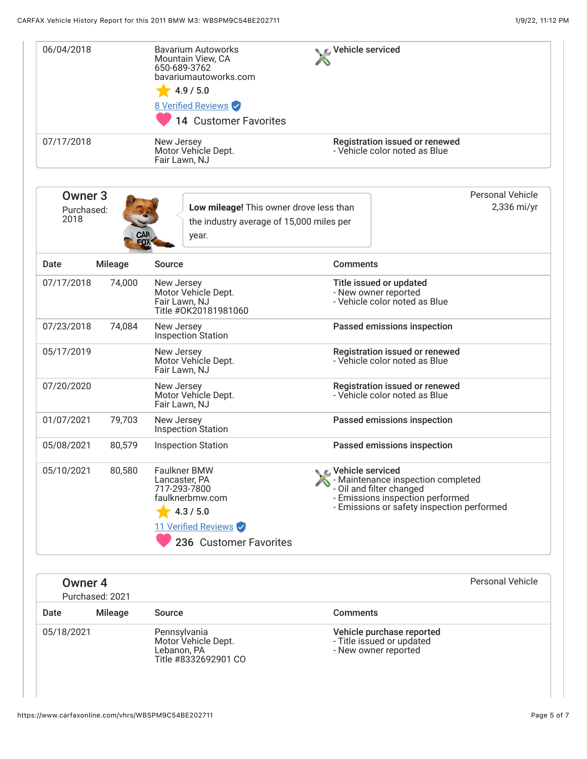| Date | Mileage | Source | Comments |
|---|---|---|---|
| 06/04/2018 | | Bavarium Autoworks<br>Mountain View, CA<br>650-689-3762<br>bavariumautoworks.com<br>4.9 / 5.0<br>8 Verified Reviews<br>14 Customer Favorites | **Vehicle serviced** |
| 07/17/2018 | | New Jersey<br>Motor Vehicle Dept.<br>Fair Lawn, NJ | **Registration issued or renewed**<br>- Vehicle color noted as Blue |

## Owner 3

Purchased: 2018

**Low mileage!** This owner drove less than the industry average of 15,000 miles per year.

Personal Vehicle
2,336 mi/yr

| Date | Mileage | Source | Comments |
|---|---|---|---|
| 07/17/2018 | 74,000 | New Jersey<br>Motor Vehicle Dept.<br>Fair Lawn, NJ<br>Title #OK20181981060 | **Title issued or updated**<br>- New owner reported<br>- Vehicle color noted as Blue |
| 07/23/2018 | 74,084 | New Jersey<br>Inspection Station | **Passed emissions inspection** |
| 05/17/2019 | | New Jersey<br>Motor Vehicle Dept.<br>Fair Lawn, NJ | **Registration issued or renewed**<br>- Vehicle color noted as Blue |
| 07/20/2020 | | New Jersey<br>Motor Vehicle Dept.<br>Fair Lawn, NJ | **Registration issued or renewed**<br>- Vehicle color noted as Blue |
| 01/07/2021 | 79,703 | New Jersey<br>Inspection Station | **Passed emissions inspection** |
| 05/08/2021 | 80,579 | Inspection Station | **Passed emissions inspection** |
| 05/10/2021 | 80,580 | Faulkner BMW<br>Lancaster, PA<br>717-293-7800<br>faulknerbmw.com<br>4.3 / 5.0<br>11 Verified Reviews<br>236 Customer Favorites | **Vehicle serviced**<br>- Maintenance inspection completed<br>- Oil and filter changed<br>- Emissions inspection performed<br>- Emissions or safety inspection performed |

## Owner 4

Purchased: 2021

Personal Vehicle

| Date | Mileage | Source | Comments |
|---|---|---|---|
| 05/18/2021 | | Pennsylvania<br>Motor Vehicle Dept.<br>Lebanon, PA<br>Title #8332692901 CO | **Vehicle purchase reported**<br>- Title issued or updated<br>- New owner reported |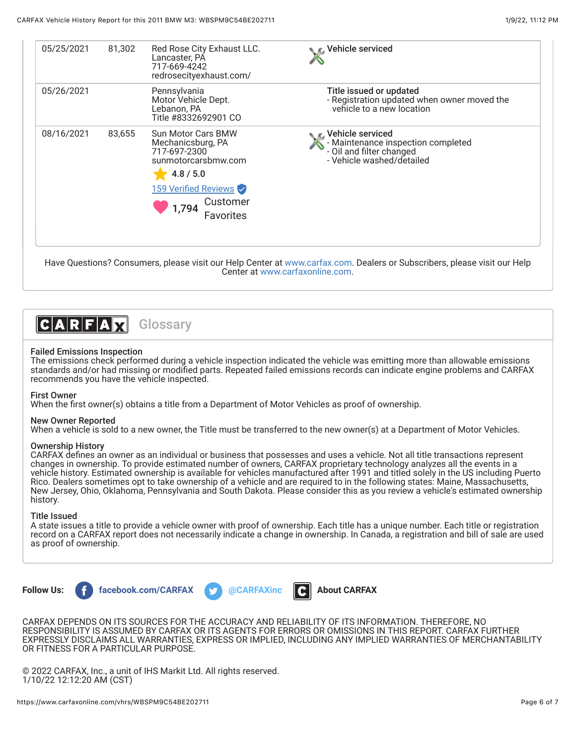| Date | Mileage | Source | Comments |
|---|---|---|---|
| 05/25/2021 | 81,302 | Red Rose City Exhaust LLC.<br>Lancaster, PA<br>717-669-4242<br>redrosecityexhaust.com/ | Vehicle serviced |
| 05/26/2021 | | Pennsylvania<br>Motor Vehicle Dept.<br>Lebanon, PA<br>Title #8332692901 CO | Title issued or updated<br>- Registration updated when owner moved the vehicle to a new location |
| 08/16/2021 | 83,655 | Sun Motor Cars BMW<br>Mechanicsburg, PA<br>717-697-2300<br>sunmotorcarsbmw.com<br>4.8 / 5.0<br>159 Verified Reviews<br>1,794 Customer Favorites | Vehicle serviced<br>- Maintenance inspection completed<br>- Oil and filter changed<br>- Vehicle washed/detailed |

Have Questions? Consumers, please visit our Help Center at www.carfax.com. Dealers or Subscribers, please visit our Help Center at www.carfaxonline.com.

## CARFAX Glossary

**Failed Emissions Inspection**
The emissions check performed during a vehicle inspection indicated the vehicle was emitting more than allowable emissions standards and/or had missing or modified parts. Repeated failed emissions records can indicate engine problems and CARFAX recommends you have the vehicle inspected.

**First Owner**
When the first owner(s) obtains a title from a Department of Motor Vehicles as proof of ownership.

**New Owner Reported**
When a vehicle is sold to a new owner, the Title must be transferred to the new owner(s) at a Department of Motor Vehicles.

**Ownership History**
CARFAX defines an owner as an individual or business that possesses and uses a vehicle. Not all title transactions represent changes in ownership. To provide estimated number of owners, CARFAX proprietary technology analyzes all the events in a vehicle history. Estimated ownership is available for vehicles manufactured after 1991 and titled solely in the US including Puerto Rico. Dealers sometimes opt to take ownership of a vehicle and are required to in the following states: Maine, Massachusetts, New Jersey, Ohio, Oklahoma, Pennsylvania and South Dakota. Please consider this as you review a vehicle's estimated ownership history.

**Title Issued**
A state issues a title to provide a vehicle owner with proof of ownership. Each title has a unique number. Each title or registration record on a CARFAX report does not necessarily indicate a change in ownership. In Canada, a registration and bill of sale are used as proof of ownership.

**Follow Us:** facebook.com/CARFAX @CARFAXinc About CARFAX

CARFAX DEPENDS ON ITS SOURCES FOR THE ACCURACY AND RELIABILITY OF ITS INFORMATION. THEREFORE, NO RESPONSIBILITY IS ASSUMED BY CARFAX OR ITS AGENTS FOR ERRORS OR OMISSIONS IN THIS REPORT. CARFAX FURTHER EXPRESSLY DISCLAIMS ALL WARRANTIES, EXPRESS OR IMPLIED, INCLUDING ANY IMPLIED WARRANTIES OF MERCHANTABILITY OR FITNESS FOR A PARTICULAR PURPOSE.

© 2022 CARFAX, Inc., a unit of IHS Markit Ltd. All rights reserved.
1/10/22 12:12:20 AM (CST)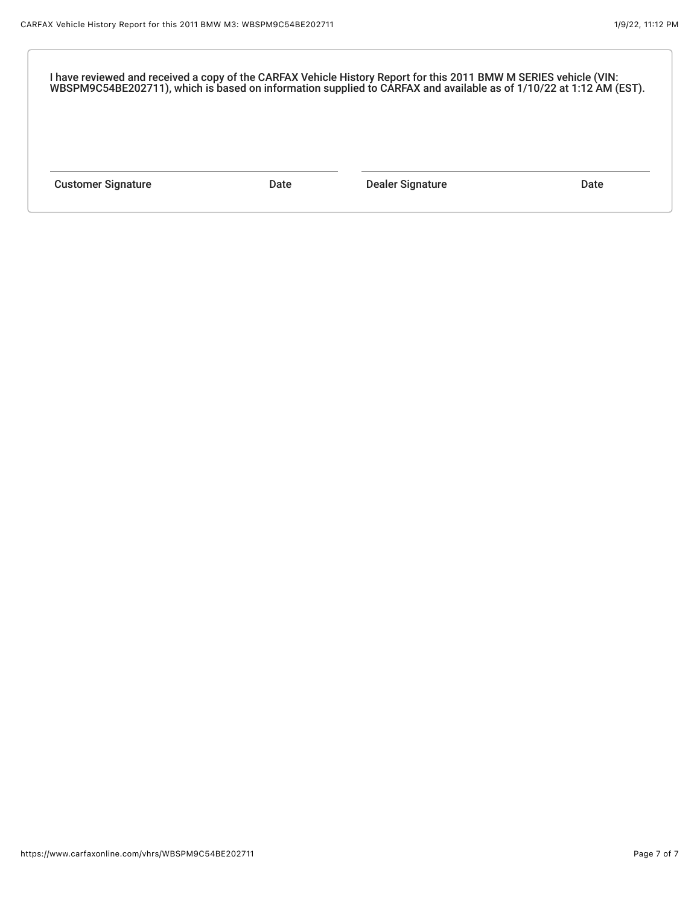I have reviewed and received a copy of the CARFAX Vehicle History Report for this 2011 BMW M SERIES vehicle (VIN: WBSPM9C54BE202711), which is based on information supplied to CARFAX and available as of 1/10/22 at 1:12 AM (EST).

| | | | |
|---|---|---|---|
| Customer Signature | Date | Dealer Signature | Date |